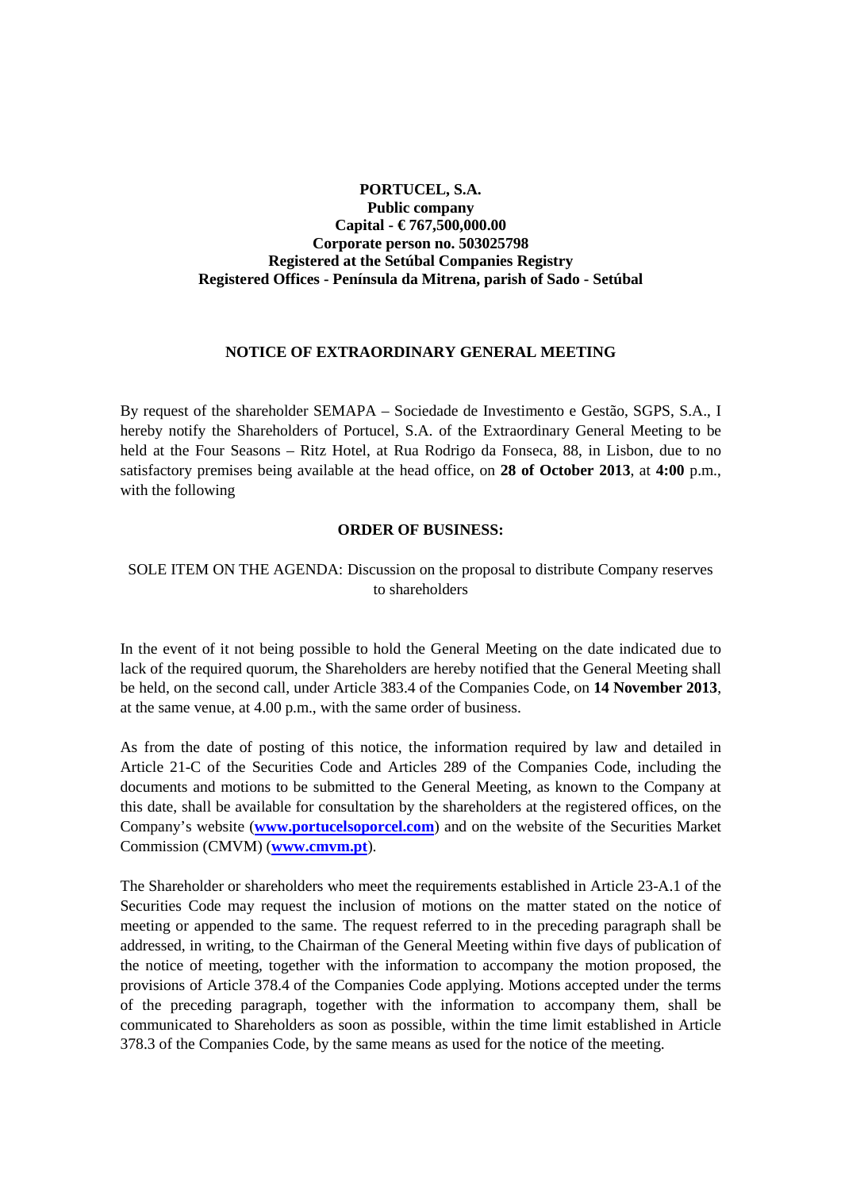**PORTUCEL, S.A.**
**Public company**
**Capital - € 767,500,000.00**
**Corporate person no. 503025798**
**Registered at the Setúbal Companies Registry**
**Registered Offices - Península da Mitrena, parish of Sado - Setúbal**

## NOTICE OF EXTRAORDINARY GENERAL MEETING

By request of the shareholder SEMAPA – Sociedade de Investimento e Gestão, SGPS, S.A., I hereby notify the Shareholders of Portucel, S.A. of the Extraordinary General Meeting to be held at the Four Seasons – Ritz Hotel, at Rua Rodrigo da Fonseca, 88, in Lisbon, due to no satisfactory premises being available at the head office, on **28 of October 2013**, at **4:00** p.m., with the following

### ORDER OF BUSINESS:

SOLE ITEM ON THE AGENDA: Discussion on the proposal to distribute Company reserves to shareholders

In the event of it not being possible to hold the General Meeting on the date indicated due to lack of the required quorum, the Shareholders are hereby notified that the General Meeting shall be held, on the second call, under Article 383.4 of the Companies Code, on **14 November 2013**, at the same venue, at 4.00 p.m., with the same order of business.

As from the date of posting of this notice, the information required by law and detailed in Article 21-C of the Securities Code and Articles 289 of the Companies Code, including the documents and motions to be submitted to the General Meeting, as known to the Company at this date, shall be available for consultation by the shareholders at the registered offices, on the Company's website (**www.portucelsoporcel.com**) and on the website of the Securities Market Commission (CMVM) (**www.cmvm.pt**).

The Shareholder or shareholders who meet the requirements established in Article 23-A.1 of the Securities Code may request the inclusion of motions on the matter stated on the notice of meeting or appended to the same. The request referred to in the preceding paragraph shall be addressed, in writing, to the Chairman of the General Meeting within five days of publication of the notice of meeting, together with the information to accompany the motion proposed, the provisions of Article 378.4 of the Companies Code applying. Motions accepted under the terms of the preceding paragraph, together with the information to accompany them, shall be communicated to Shareholders as soon as possible, within the time limit established in Article 378.3 of the Companies Code, by the same means as used for the notice of the meeting.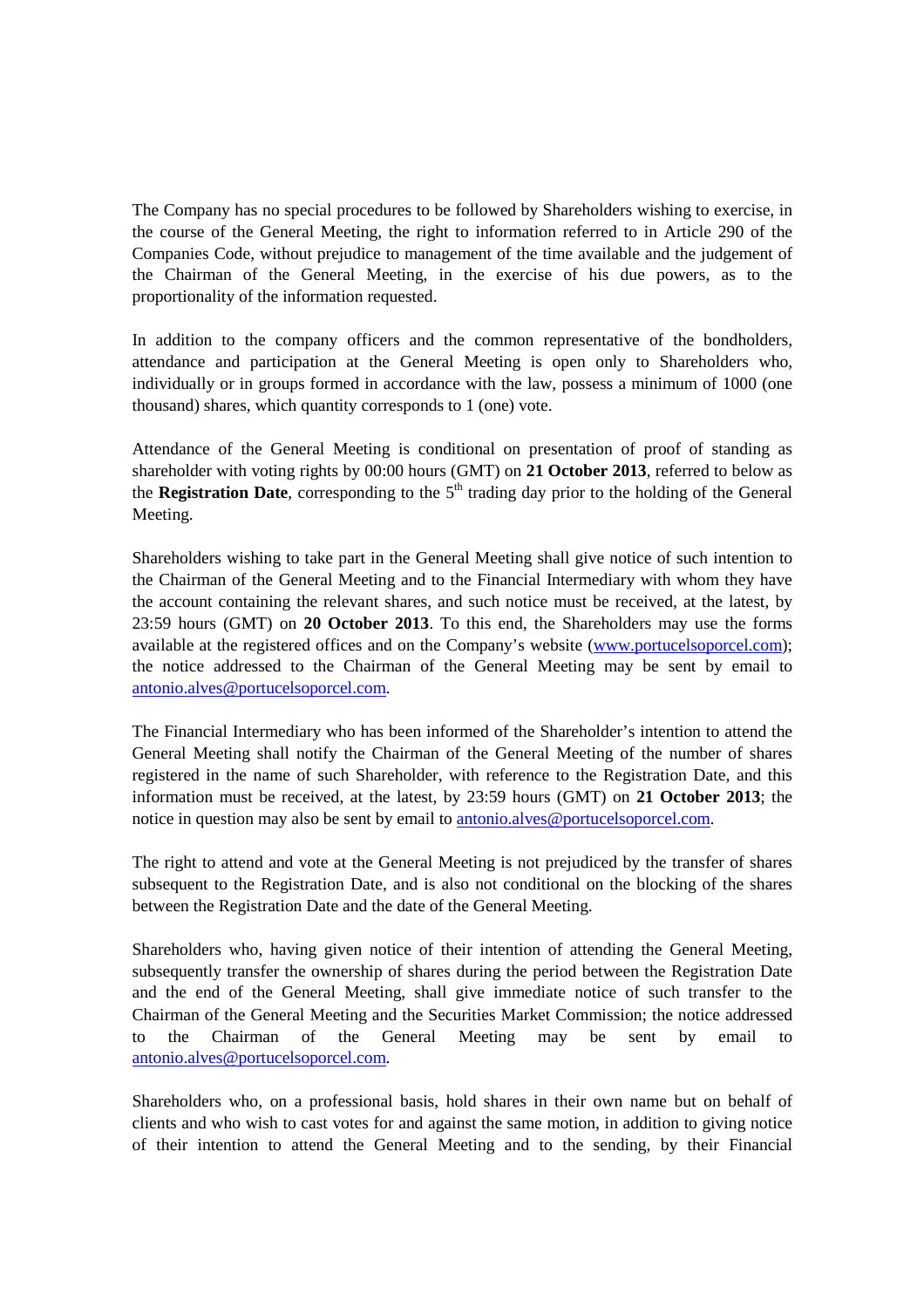The Company has no special procedures to be followed by Shareholders wishing to exercise, in the course of the General Meeting, the right to information referred to in Article 290 of the Companies Code, without prejudice to management of the time available and the judgement of the Chairman of the General Meeting, in the exercise of his due powers, as to the proportionality of the information requested.

In addition to the company officers and the common representative of the bondholders, attendance and participation at the General Meeting is open only to Shareholders who, individually or in groups formed in accordance with the law, possess a minimum of 1000 (one thousand) shares, which quantity corresponds to 1 (one) vote.

Attendance of the General Meeting is conditional on presentation of proof of standing as shareholder with voting rights by 00:00 hours (GMT) on **21 October 2013**, referred to below as the **Registration Date**, corresponding to the 5th trading day prior to the holding of the General Meeting.

Shareholders wishing to take part in the General Meeting shall give notice of such intention to the Chairman of the General Meeting and to the Financial Intermediary with whom they have the account containing the relevant shares, and such notice must be received, at the latest, by 23:59 hours (GMT) on **20 October 2013**. To this end, the Shareholders may use the forms available at the registered offices and on the Company's website (www.portucelsoporcel.com); the notice addressed to the Chairman of the General Meeting may be sent by email to antonio.alves@portucelsoporcel.com.

The Financial Intermediary who has been informed of the Shareholder's intention to attend the General Meeting shall notify the Chairman of the General Meeting of the number of shares registered in the name of such Shareholder, with reference to the Registration Date, and this information must be received, at the latest, by 23:59 hours (GMT) on **21 October 2013**; the notice in question may also be sent by email to antonio.alves@portucelsoporcel.com.

The right to attend and vote at the General Meeting is not prejudiced by the transfer of shares subsequent to the Registration Date, and is also not conditional on the blocking of the shares between the Registration Date and the date of the General Meeting.

Shareholders who, having given notice of their intention of attending the General Meeting, subsequently transfer the ownership of shares during the period between the Registration Date and the end of the General Meeting, shall give immediate notice of such transfer to the Chairman of the General Meeting and the Securities Market Commission; the notice addressed to the Chairman of the General Meeting may be sent by email to antonio.alves@portucelsoporcel.com.

Shareholders who, on a professional basis, hold shares in their own name but on behalf of clients and who wish to cast votes for and against the same motion, in addition to giving notice of their intention to attend the General Meeting and to the sending, by their Financial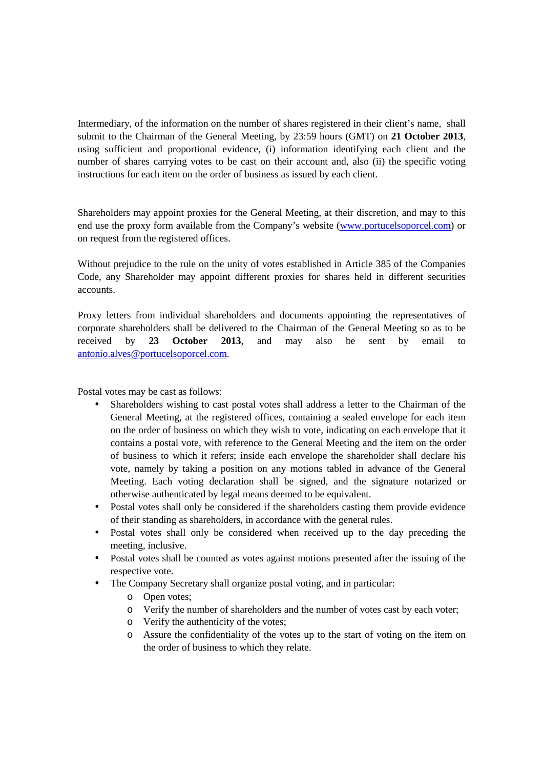Intermediary, of the information on the number of shares registered in their client's name, shall submit to the Chairman of the General Meeting, by 23:59 hours (GMT) on **21 October 2013**, using sufficient and proportional evidence, (i) information identifying each client and the number of shares carrying votes to be cast on their account and, also (ii) the specific voting instructions for each item on the order of business as issued by each client.

Shareholders may appoint proxies for the General Meeting, at their discretion, and may to this end use the proxy form available from the Company's website ([www.portucelsoporcel.com](www.portucelsoporcel.com)) or on request from the registered offices.

Without prejudice to the rule on the unity of votes established in Article 385 of the Companies Code, any Shareholder may appoint different proxies for shares held in different securities accounts.

Proxy letters from individual shareholders and documents appointing the representatives of corporate shareholders shall be delivered to the Chairman of the General Meeting so as to be received by **23 October 2013**, and may also be sent by email to [antonio.alves@portucelsoporcel.com](mailto:antonio.alves@portucelsoporcel.com).

Postal votes may be cast as follows:

- Shareholders wishing to cast postal votes shall address a letter to the Chairman of the General Meeting, at the registered offices, containing a sealed envelope for each item on the order of business on which they wish to vote, indicating on each envelope that it contains a postal vote, with reference to the General Meeting and the item on the order of business to which it refers; inside each envelope the shareholder shall declare his vote, namely by taking a position on any motions tabled in advance of the General Meeting. Each voting declaration shall be signed, and the signature notarized or otherwise authenticated by legal means deemed to be equivalent.
- Postal votes shall only be considered if the shareholders casting them provide evidence of their standing as shareholders, in accordance with the general rules.
- Postal votes shall only be considered when received up to the day preceding the meeting, inclusive.
- Postal votes shall be counted as votes against motions presented after the issuing of the respective vote.
- The Company Secretary shall organize postal voting, and in particular:
  - Open votes;
  - Verify the number of shareholders and the number of votes cast by each voter;
  - Verify the authenticity of the votes;
  - Assure the confidentiality of the votes up to the start of voting on the item on the order of business to which they relate.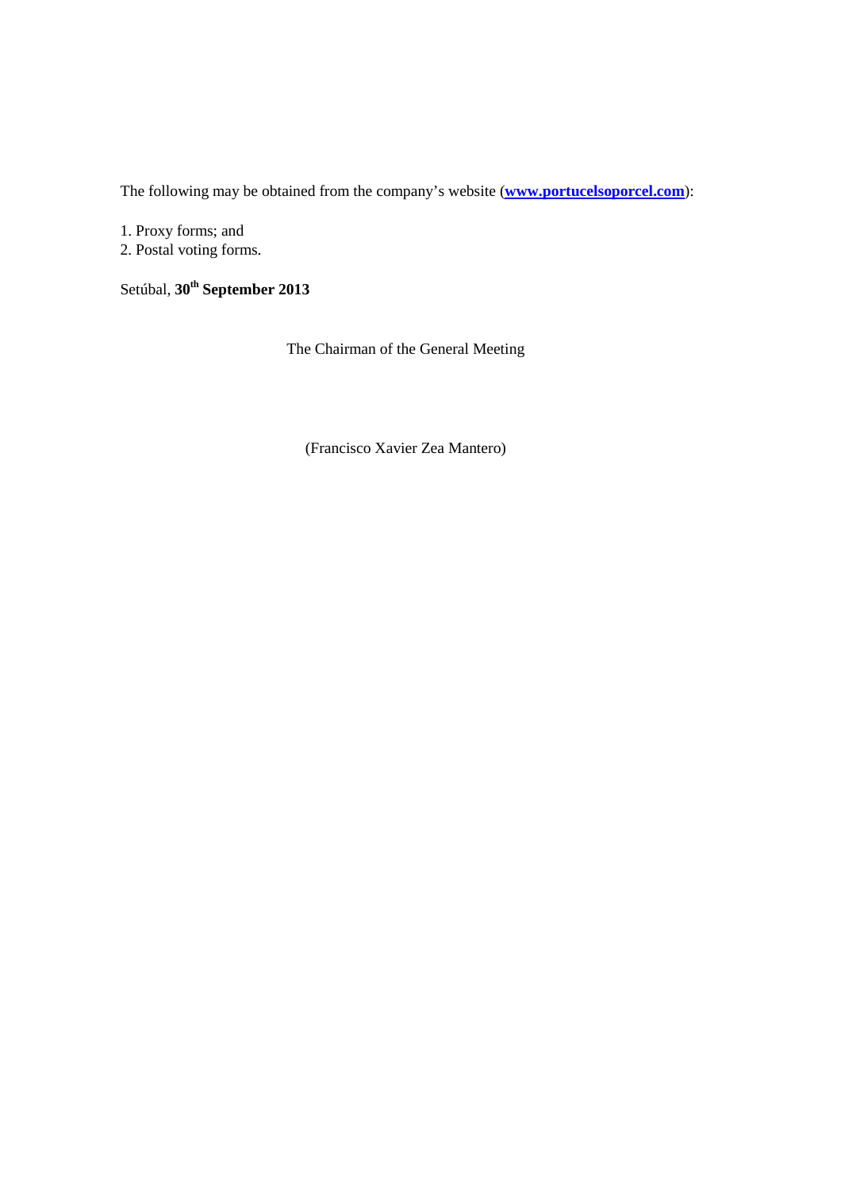The following may be obtained from the company's website (**[www.portucelsoporcel.com](http://www.portucelsoporcel.com)**):

1. Proxy forms; and
2. Postal voting forms.

Setúbal, **30th September 2013**

The Chairman of the General Meeting

(Francisco Xavier Zea Mantero)